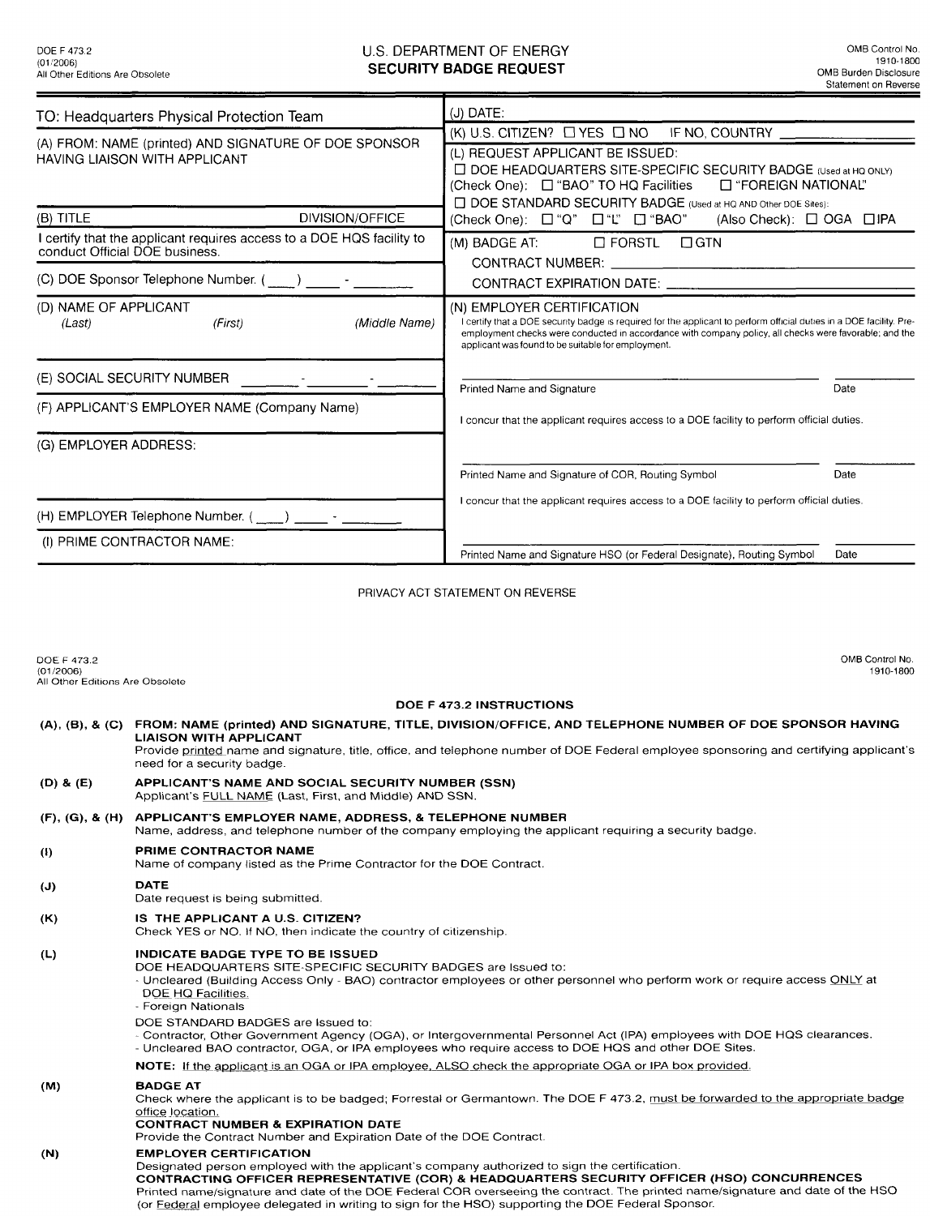DOE F 473.2
(01/2006)
All Other Editions Are Obsolete

# U.S. DEPARTMENT OF ENERGY
## SECURITY BADGE REQUEST

OMB Control No. 1910-1800
OMB Burden Disclosure Statement on Reverse

| | |
|---|---|
| TO: Headquarters Physical Protection Team | (J) DATE: |
| (A) FROM: NAME (printed) AND SIGNATURE OF DOE SPONSOR HAVING LIAISON WITH APPLICANT | (K) U.S. CITIZEN? ☐ YES ☐ NO IF NO, COUNTRY ______ |
| | (L) REQUEST APPLICANT BE ISSUED: ☐ DOE HEADQUARTERS SITE-SPECIFIC SECURITY BADGE (Used at HQ ONLY) (Check One): ☐ "BAO" TO HQ Facilities ☐ "FOREIGN NATIONAL" ☐ DOE STANDARD SECURITY BADGE (Used at HQ AND Other DOE Sites): (Check One): ☐ "Q" ☐ "L" ☐ "BAO" (Also Check): ☐ OGA ☐ IPA |
| (B) TITLE DIVISION/OFFICE | |
| I certify that the applicant requires access to a DOE HQS facility to conduct Official DOE business. | (M) BADGE AT: ☐ FORSTL ☐ GTN |
| (C) DOE Sponsor Telephone Number. ( \_\_\_ ) \_\_\_\_ - \_\_\_\_\_\_ | CONTRACT NUMBER: ______ CONTRACT EXPIRATION DATE: ______ |
| (D) NAME OF APPLICANT (Last) (First) (Middle Name) | (N) EMPLOYER CERTIFICATION I certify that a DOE security badge is required for the applicant to perform official duties in a DOE facility. Pre-employment checks were conducted in accordance with company policy, all checks were favorable; and the applicant was found to be suitable for employment. |
| (E) SOCIAL SECURITY NUMBER \_\_\_\_ - \_\_\_\_ - \_\_\_\_ | Printed Name and Signature ______ Date ______ |
| (F) APPLICANT'S EMPLOYER NAME (Company Name) | I concur that the applicant requires access to a DOE facility to perform official duties. |
| (G) EMPLOYER ADDRESS: | Printed Name and Signature of COR, Routing Symbol ______ Date ______ |
| (H) EMPLOYER Telephone Number. ( \_\_\_ ) \_\_\_\_ - \_\_\_\_\_\_ | I concur that the applicant requires access to a DOE facility to perform official duties. |
| (I) PRIME CONTRACTOR NAME: | Printed Name and Signature HSO (or Federal Designate), Routing Symbol ______ Date ______ |

PRIVACY ACT STATEMENT ON REVERSE

---

DOE F 473.2
(01/2006)
All Other Editions Are Obsolete

OMB Control No. 1910-1800

## DOE F 473.2 INSTRUCTIONS

**(A), (B), & (C) FROM: NAME (printed) AND SIGNATURE, TITLE, DIVISION/OFFICE, AND TELEPHONE NUMBER OF DOE SPONSOR HAVING LIAISON WITH APPLICANT**
Provide printed name and signature, title, office, and telephone number of DOE Federal employee sponsoring and certifying applicant's need for a security badge.

**(D) & (E) APPLICANT'S NAME AND SOCIAL SECURITY NUMBER (SSN)**
Applicant's FULL NAME (Last, First, and Middle) AND SSN.

**(F), (G), & (H) APPLICANT'S EMPLOYER NAME, ADDRESS, & TELEPHONE NUMBER**
Name, address, and telephone number of the company employing the applicant requiring a security badge.

**(I) PRIME CONTRACTOR NAME**
Name of company listed as the Prime Contractor for the DOE Contract.

**(J) DATE**
Date request is being submitted.

**(K) IS THE APPLICANT A U.S. CITIZEN?**
Check YES or NO. If NO, then indicate the country of citizenship.

**(L) INDICATE BADGE TYPE TO BE ISSUED**
DOE HEADQUARTERS SITE-SPECIFIC SECURITY BADGES are issued to:
- Uncleared (Building Access Only - BAO) contractor employees or other personnel who perform work or require access ONLY at DOE HQ Facilities.
- Foreign Nationals

DOE STANDARD BADGES are issued to:
- Contractor, Other Government Agency (OGA), or Intergovernmental Personnel Act (IPA) employees with DOE HQS clearances.
- Uncleared BAO contractor, OGA, or IPA employees who require access to DOE HQS and other DOE Sites.

**NOTE:** If the applicant is an OGA or IPA employee, ALSO check the appropriate OGA or IPA box provided.

**(M) BADGE AT**
Check where the applicant is to be badged; Forrestal or Germantown. The DOE F 473.2, must be forwarded to the appropriate badge office location.
**CONTRACT NUMBER & EXPIRATION DATE**
Provide the Contract Number and Expiration Date of the DOE Contract.

**(N) EMPLOYER CERTIFICATION**
Designated person employed with the applicant's company authorized to sign the certification.
**CONTRACTING OFFICER REPRESENTATIVE (COR) & HEADQUARTERS SECURITY OFFICER (HSO) CONCURRENCES**
Printed name/signature and date of the DOE Federal COR overseeing the contract. The printed name/signature and date of the HSO (or Federal employee delegated in writing to sign for the HSO) supporting the DOE Federal Sponsor.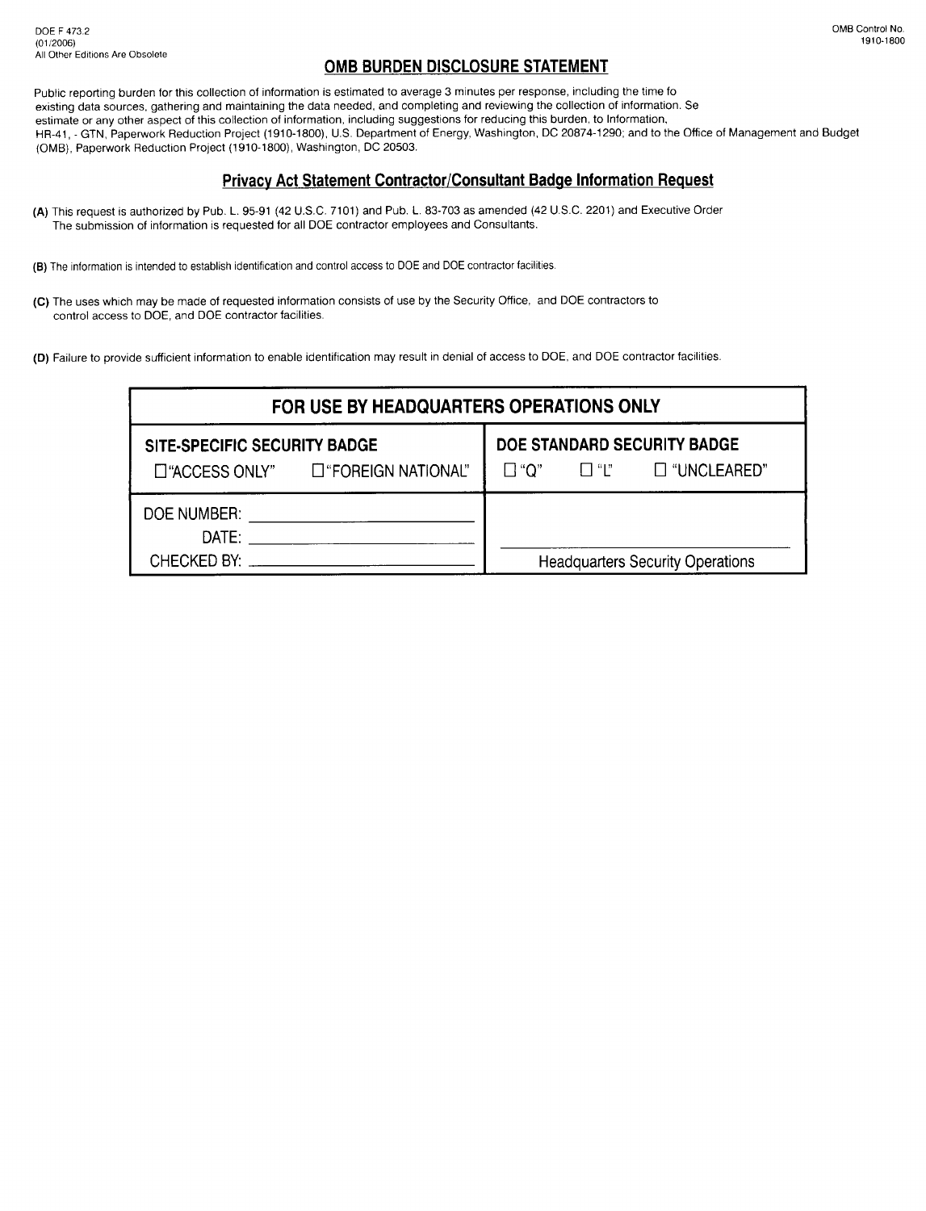DOE F 473.2
(01/2006)
All Other Editions Are Obsolete

OMB Control No.
1910-1800

## OMB BURDEN DISCLOSURE STATEMENT

Public reporting burden for this collection of information is estimated to average 3 minutes per response, including the time fo existing data sources, gathering and maintaining the data needed, and completing and reviewing the collection of information. Se estimate or any other aspect of this collection of information, including suggestions for reducing this burden, to Information, HR-41, - GTN, Paperwork Reduction Project (1910-1800), U.S. Department of Energy, Washington, DC 20874-1290; and to the Office of Management and Budget (OMB), Paperwork Reduction Project (1910-1800), Washington, DC 20503.

## Privacy Act Statement Contractor/Consultant Badge Information Request

**(A)** This request is authorized by Pub. L. 95-91 (42 U.S.C. 7101) and Pub. L. 83-703 as amended (42 U.S.C. 2201) and Executive Order The submission of information is requested for all DOE contractor employees and Consultants.

**(B)** The information is intended to establish identification and control access to DOE and DOE contractor facilities.

**(C)** The uses which may be made of requested information consists of use by the Security Office, and DOE contractors to control access to DOE, and DOE contractor facilities.

**(D)** Failure to provide sufficient information to enable identification may result in denial of access to DOE, and DOE contractor facilities.

| FOR USE BY HEADQUARTERS OPERATIONS ONLY | |
|---|---|
| **SITE-SPECIFIC SECURITY BADGE**<br>☐ "ACCESS ONLY" ☐ "FOREIGN NATIONAL" | **DOE STANDARD SECURITY BADGE**<br>☐ "Q" ☐ "L" ☐ "UNCLEARED" |
| DOE NUMBER: ____________<br>DATE: ____________<br>CHECKED BY: ____________ | ____________<br>Headquarters Security Operations |